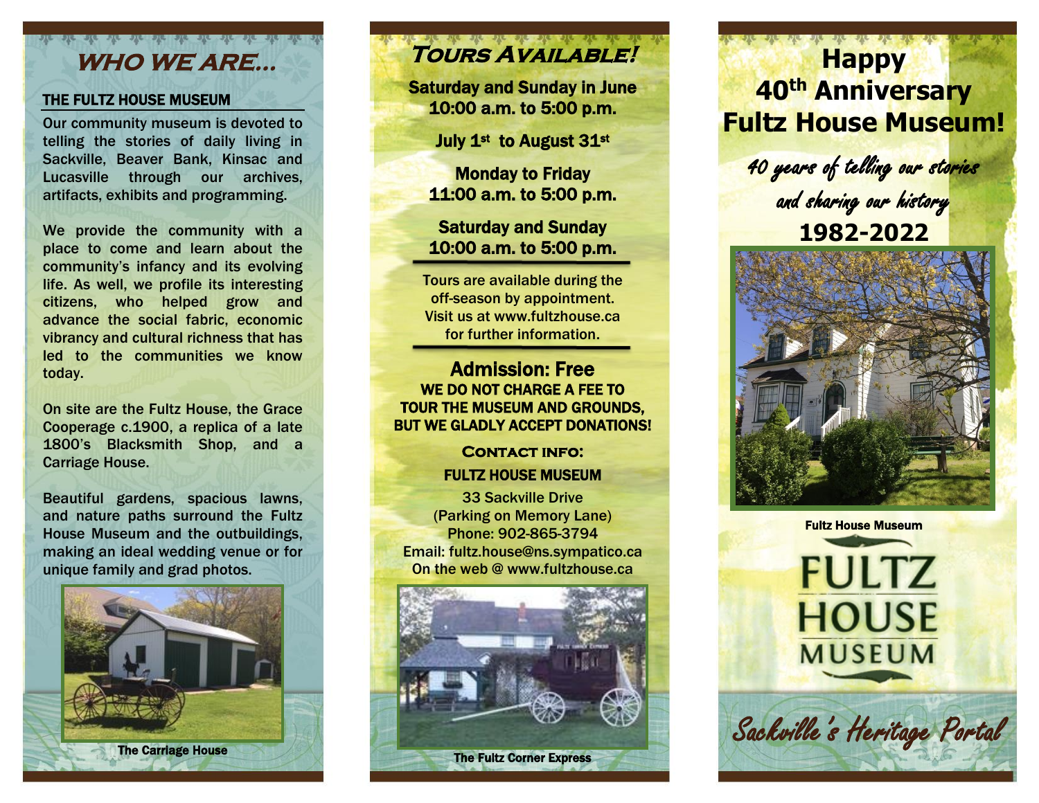# WHO WE ARE...

## THE FULTZ HOUSE MUSEUM

Our community museum is devoted to telling the stories of daily living in Sackville, Beaver Bank, Kinsac and Lucasville through our archives, artifacts, exhibits and programming.

We provide the community with a place to come and learn about the community's infancy and its evolving life. As well, we profile its interesting citizens, who helped grow and advance the social fabric, economic vibrancy and cultural richness that has led to the communities we know today.

On site are the Fultz House, the Grace Cooperage c.1900, a replica of a late 1800's Blacksmith Shop, and a Carriage House.

Beautiful gardens, spacious lawns, and nature paths surround the Fultz House Museum and the outbuildings, making an ideal wedding venue or for unique family and grad photos.

The Carriage House

# TOURS AVAILABLE!

**Saturday and Sunday in June**
**10:00 a.m. to 5:00 p.m.**

**July 1st to August 31st**

**Monday to Friday**
**11:00 a.m. to 5:00 p.m.**

**Saturday and Sunday**
**10:00 a.m. to 5:00 p.m.**

Tours are available during the off-season by appointment. Visit us at www.fultzhouse.ca for further information.

## Admission: Free

**WE DO NOT CHARGE A FEE TO TOUR THE MUSEUM AND GROUNDS, BUT WE GLADLY ACCEPT DONATIONS!**

### CONTACT INFO:

**FULTZ HOUSE MUSEUM**

33 Sackville Drive
(Parking on Memory Lane)
Phone: 902-865-3794
Email: fultz.house@ns.sympatico.ca
On the web @ www.fultzhouse.ca

The Fultz Corner Express

# Happy 40th Anniversary Fultz House Museum!

*40 years of telling our stories and sharing our history*

**1982-2022**

Fultz House Museum

FULTZ HOUSE MUSEUM

*Sackville's Heritage Portal*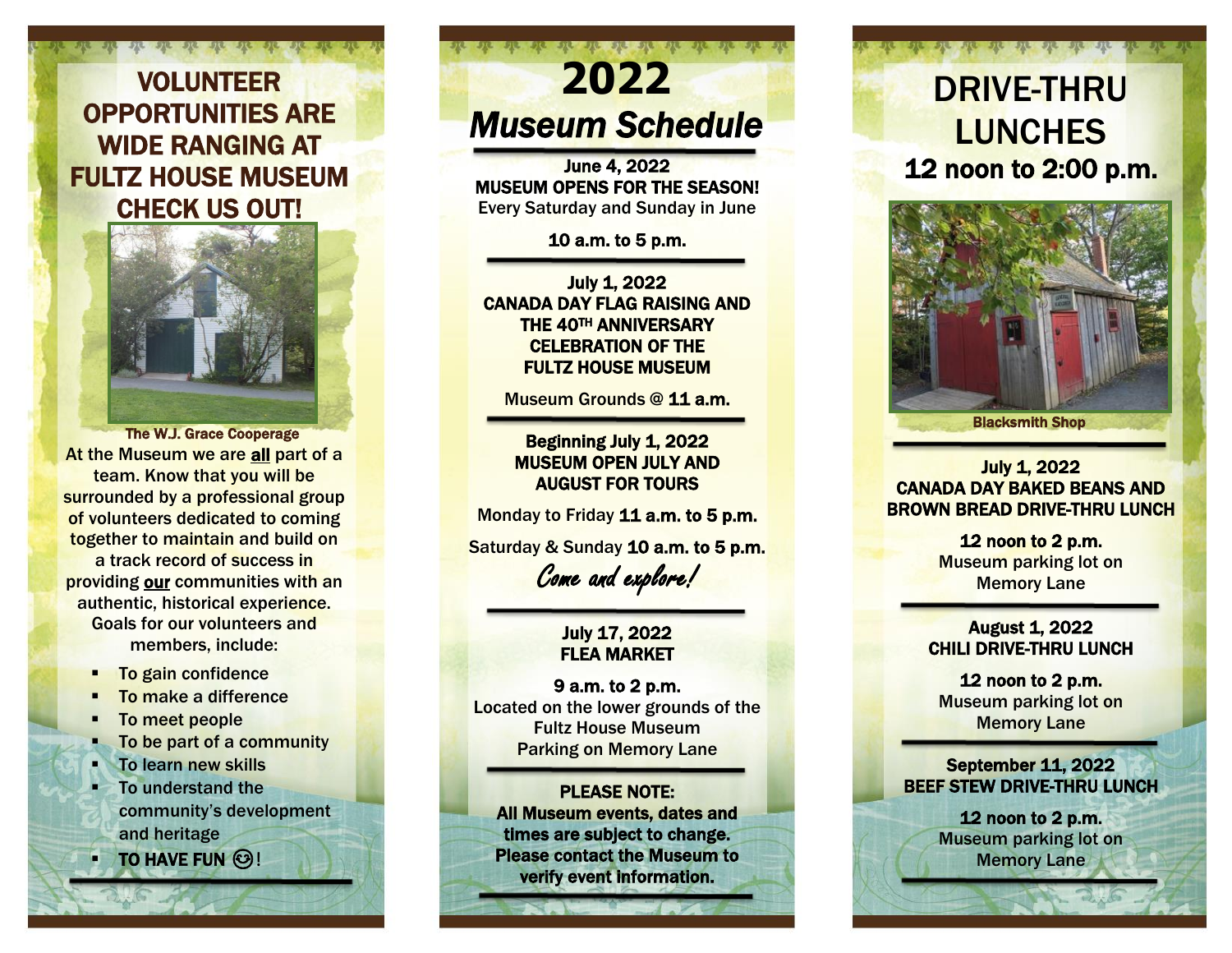# VOLUNTEER OPPORTUNITIES ARE WIDE RANGING AT FULTZ HOUSE MUSEUM CHECK US OUT!

The W.J. Grace Cooperage

At the Museum we are **all** part of a team. Know that you will be surrounded by a professional group of volunteers dedicated to coming together to maintain and build on a track record of success in providing **our** communities with an authentic, historical experience. Goals for our volunteers and members, include:

- To gain confidence
- To make a difference
- To meet people
- To be part of a community
- To learn new skills
- To understand the community's development and heritage
- **TO HAVE FUN** 😊!

# 2022 *Museum Schedule*

**June 4, 2022**
**MUSEUM OPENS FOR THE SEASON!**
Every Saturday and Sunday in June

**10 a.m. to 5 p.m.**

**July 1, 2022**
**CANADA DAY FLAG RAISING AND THE 40TH ANNIVERSARY CELEBRATION OF THE FULTZ HOUSE MUSEUM**

Museum Grounds @ **11 a.m.**

**Beginning July 1, 2022**
**MUSEUM OPEN JULY AND AUGUST FOR TOURS**

Monday to Friday **11 a.m. to 5 p.m.**

Saturday & Sunday **10 a.m. to 5 p.m.**

*Come and explore!*

**July 17, 2022**
**FLEA MARKET**

**9 a.m. to 2 p.m.**
Located on the lower grounds of the Fultz House Museum
Parking on Memory Lane

**PLEASE NOTE:**
**All Museum events, dates and times are subject to change. Please contact the Museum to verify event information.**

# DRIVE-THRU LUNCHES
## 12 noon to 2:00 p.m.

Blacksmith Shop

**July 1, 2022**
**CANADA DAY BAKED BEANS AND BROWN BREAD DRIVE-THRU LUNCH**

**12 noon to 2 p.m.**
Museum parking lot on Memory Lane

**August 1, 2022**
**CHILI DRIVE-THRU LUNCH**

**12 noon to 2 p.m.**
Museum parking lot on Memory Lane

**September 11, 2022**
**BEEF STEW DRIVE-THRU LUNCH**

**12 noon to 2 p.m.**
Museum parking lot on Memory Lane